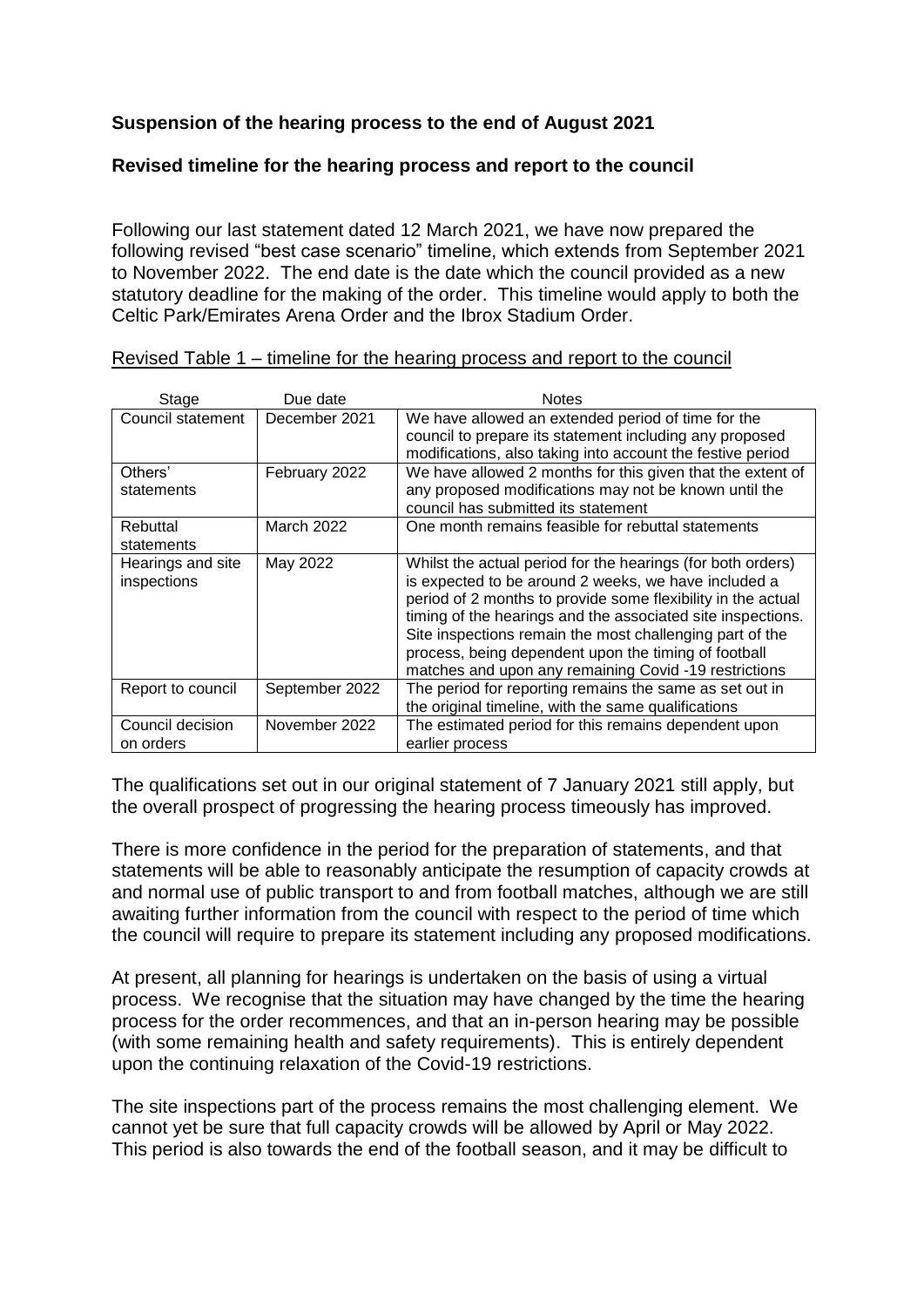**Suspension of the hearing process to the end of August 2021**

**Revised timeline for the hearing process and report to the council**

Following our last statement dated 12 March 2021, we have now prepared the following revised "best case scenario" timeline, which extends from September 2021 to November 2022. The end date is the date which the council provided as a new statutory deadline for the making of the order. This timeline would apply to both the Celtic Park/Emirates Arena Order and the Ibrox Stadium Order.

Revised Table 1 – timeline for the hearing process and report to the council

| Stage | Due date | Notes |
| --- | --- | --- |
| Council statement | December 2021 | We have allowed an extended period of time for the council to prepare its statement including any proposed modifications, also taking into account the festive period |
| Others' statements | February 2022 | We have allowed 2 months for this given that the extent of any proposed modifications may not be known until the council has submitted its statement |
| Rebuttal statements | March 2022 | One month remains feasible for rebuttal statements |
| Hearings and site inspections | May 2022 | Whilst the actual period for the hearings (for both orders) is expected to be around 2 weeks, we have included a period of 2 months to provide some flexibility in the actual timing of the hearings and the associated site inspections. Site inspections remain the most challenging part of the process, being dependent upon the timing of football matches and upon any remaining Covid -19 restrictions |
| Report to council | September 2022 | The period for reporting remains the same as set out in the original timeline, with the same qualifications |
| Council decision on orders | November 2022 | The estimated period for this remains dependent upon earlier process |

The qualifications set out in our original statement of 7 January 2021 still apply, but the overall prospect of progressing the hearing process timeously has improved.

There is more confidence in the period for the preparation of statements, and that statements will be able to reasonably anticipate the resumption of capacity crowds at and normal use of public transport to and from football matches, although we are still awaiting further information from the council with respect to the period of time which the council will require to prepare its statement including any proposed modifications.

At present, all planning for hearings is undertaken on the basis of using a virtual process. We recognise that the situation may have changed by the time the hearing process for the order recommences, and that an in-person hearing may be possible (with some remaining health and safety requirements). This is entirely dependent upon the continuing relaxation of the Covid-19 restrictions.

The site inspections part of the process remains the most challenging element. We cannot yet be sure that full capacity crowds will be allowed by April or May 2022. This period is also towards the end of the football season, and it may be difficult to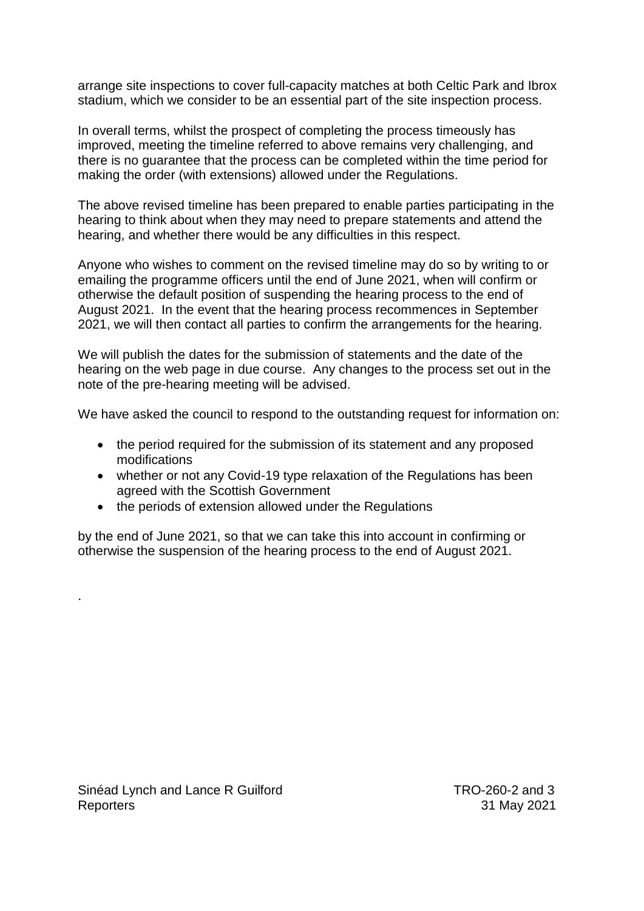arrange site inspections to cover full-capacity matches at both Celtic Park and Ibrox stadium, which we consider to be an essential part of the site inspection process.

In overall terms, whilst the prospect of completing the process timeously has improved, meeting the timeline referred to above remains very challenging, and there is no guarantee that the process can be completed within the time period for making the order (with extensions) allowed under the Regulations.

The above revised timeline has been prepared to enable parties participating in the hearing to think about when they may need to prepare statements and attend the hearing, and whether there would be any difficulties in this respect.

Anyone who wishes to comment on the revised timeline may do so by writing to or emailing the programme officers until the end of June 2021, when will confirm or otherwise the default position of suspending the hearing process to the end of August 2021. In the event that the hearing process recommences in September 2021, we will then contact all parties to confirm the arrangements for the hearing.

We will publish the dates for the submission of statements and the date of the hearing on the web page in due course. Any changes to the process set out in the note of the pre-hearing meeting will be advised.

We have asked the council to respond to the outstanding request for information on:

- the period required for the submission of its statement and any proposed modifications
- whether or not any Covid-19 type relaxation of the Regulations has been agreed with the Scottish Government
- the periods of extension allowed under the Regulations

by the end of June 2021, so that we can take this into account in confirming or otherwise the suspension of the hearing process to the end of August 2021.

.

Sinéad Lynch and Lance R Guilford
Reporters

TRO-260-2 and 3
31 May 2021